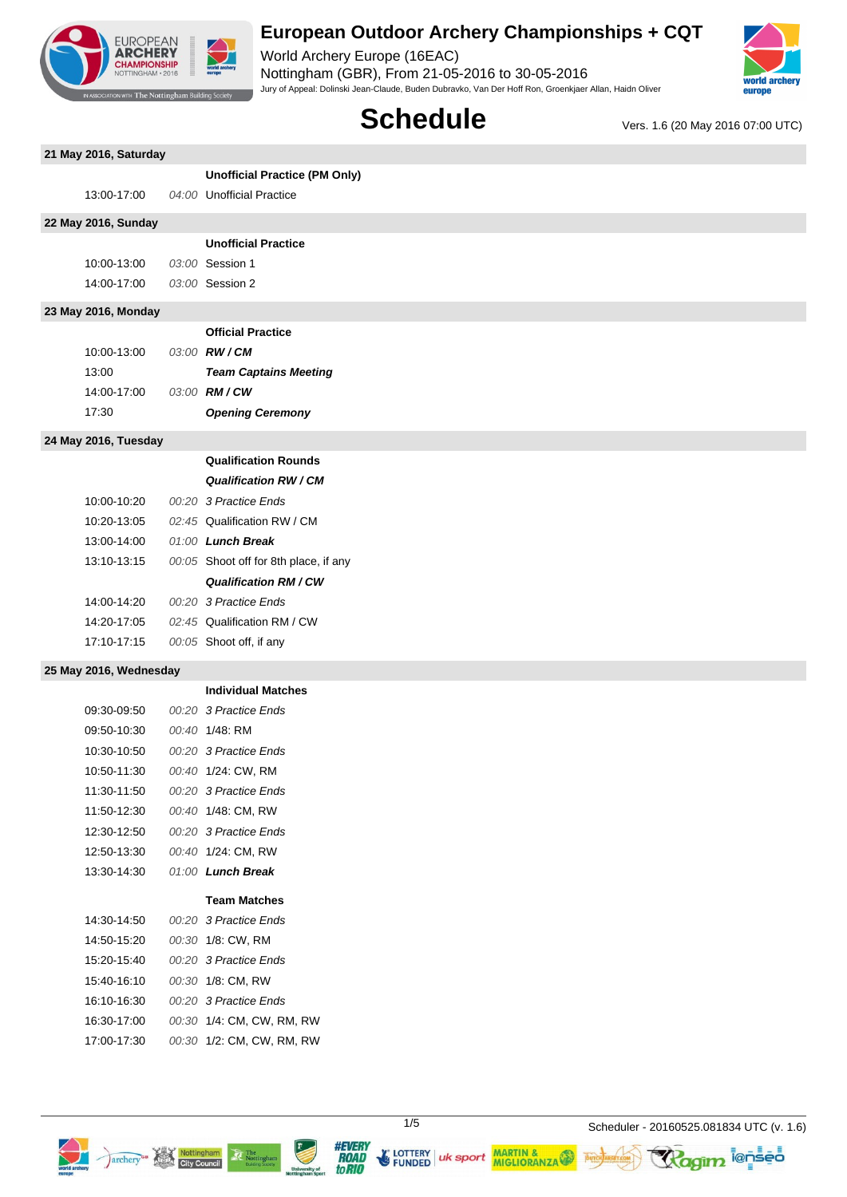# European Outdoor Archery Championships + CQT

World Archery Europe (16EAC)
Nottingham (GBR), From 21-05-2016 to 30-05-2016
Jury of Appeal: Dolinski Jean-Claude, Buden Dubravko, Van Der Hoff Ron, Groenkjaer Allan, Haidn Oliver

## Schedule

Vers. 1.6 (20 May 2016 07:00 UTC)

### 21 May 2016, Saturday

| | | **Unofficial Practice (PM Only)** |
|---|---|---|
| 13:00-17:00 | *04:00* | Unofficial Practice |

### 22 May 2016, Sunday

| | | **Unofficial Practice** |
|---|---|---|
| 10:00-13:00 | *03:00* | Session 1 |
| 14:00-17:00 | *03:00* | Session 2 |

### 23 May 2016, Monday

| | | **Official Practice** |
|---|---|---|
| 10:00-13:00 | *03:00* | ***RW / CM*** |
| 13:00 | | ***Team Captains Meeting*** |
| 14:00-17:00 | *03:00* | ***RM / CW*** |
| 17:30 | | ***Opening Ceremony*** |

### 24 May 2016, Tuesday

| | | **Qualification Rounds** |
|---|---|---|
| | | ***Qualification RW / CM*** |
| 10:00-10:20 | *00:20* | *3 Practice Ends* |
| 10:20-13:05 | *02:45* | Qualification RW / CM |
| 13:00-14:00 | *01:00* | ***Lunch Break*** |
| 13:10-13:15 | *00:05* | Shoot off for 8th place, if any |
| | | ***Qualification RM / CW*** |
| 14:00-14:20 | *00:20* | *3 Practice Ends* |
| 14:20-17:05 | *02:45* | Qualification RM / CW |
| 17:10-17:15 | *00:05* | Shoot off, if any |

### 25 May 2016, Wednesday

| | | **Individual Matches** |
|---|---|---|
| 09:30-09:50 | *00:20* | *3 Practice Ends* |
| 09:50-10:30 | *00:40* | 1/48: RM |
| 10:30-10:50 | *00:20* | *3 Practice Ends* |
| 10:50-11:30 | *00:40* | 1/24: CW, RM |
| 11:30-11:50 | *00:20* | *3 Practice Ends* |
| 11:50-12:30 | *00:40* | 1/48: CM, RW |
| 12:30-12:50 | *00:20* | *3 Practice Ends* |
| 12:50-13:30 | *00:40* | 1/24: CM, RW |
| 13:30-14:30 | *01:00* | ***Lunch Break*** |
| | | **Team Matches** |
| 14:30-14:50 | *00:20* | *3 Practice Ends* |
| 14:50-15:20 | *00:30* | 1/8: CW, RM |
| 15:20-15:40 | *00:20* | *3 Practice Ends* |
| 15:40-16:10 | *00:30* | 1/8: CM, RW |
| 16:10-16:30 | *00:20* | *3 Practice Ends* |
| 16:30-17:00 | *00:30* | 1/4: CM, CW, RM, RW |
| 17:00-17:30 | *00:30* | 1/2: CM, CW, RM, RW |

Scheduler - 20160525.081834 UTC (v. 1.6)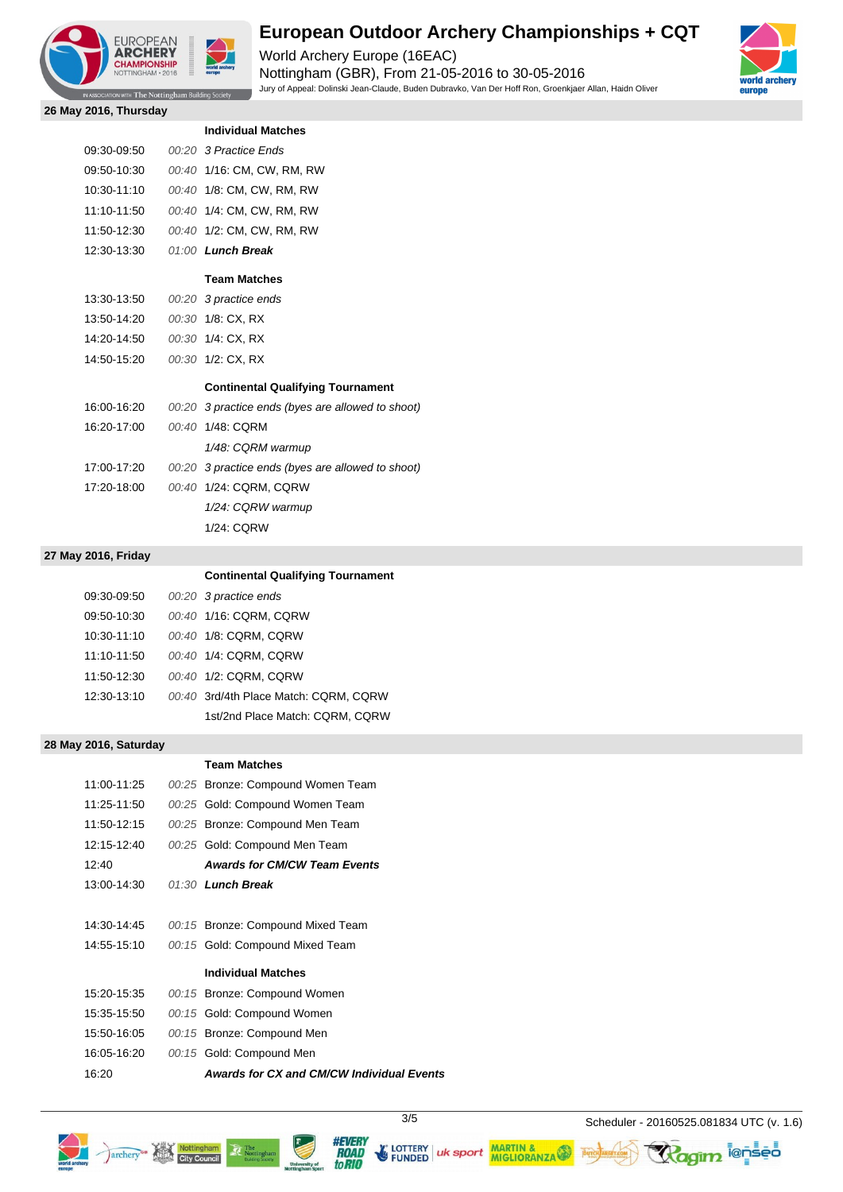# European Outdoor Archery Championships + CQT

World Archery Europe (16EAC)

Nottingham (GBR), From 21-05-2016 to 30-05-2016

Jury of Appeal: Dolinski Jean-Claude, Buden Dubravko, Van Der Hoff Ron, Groenkjaer Allan, Haidn Oliver

## 26 May 2016, Thursday

| Time | Duration | Event |
|---|---|---|
| | | **Individual Matches** |
| 09:30-09:50 | *00:20* | *3 Practice Ends* |
| 09:50-10:30 | *00:40* | 1/16: CM, CW, RM, RW |
| 10:30-11:10 | *00:40* | 1/8: CM, CW, RM, RW |
| 11:10-11:50 | *00:40* | 1/4: CM, CW, RM, RW |
| 11:50-12:30 | *00:40* | 1/2: CM, CW, RM, RW |
| 12:30-13:30 | *01:00* | ***Lunch Break*** |
| | | **Team Matches** |
| 13:30-13:50 | *00:20* | *3 practice ends* |
| 13:50-14:20 | *00:30* | 1/8: CX, RX |
| 14:20-14:50 | *00:30* | 1/4: CX, RX |
| 14:50-15:20 | *00:30* | 1/2: CX, RX |
| | | **Continental Qualifying Tournament** |
| 16:00-16:20 | *00:20* | *3 practice ends (byes are allowed to shoot)* |
| 16:20-17:00 | *00:40* | 1/48: CQRM |
| | | *1/48: CQRM warmup* |
| 17:00-17:20 | *00:20* | *3 practice ends (byes are allowed to shoot)* |
| 17:20-18:00 | *00:40* | 1/24: CQRM, CQRW |
| | | *1/24: CQRW warmup* |
| | | 1/24: CQRW |

## 27 May 2016, Friday

| Time | Duration | Event |
|---|---|---|
| | | **Continental Qualifying Tournament** |
| 09:30-09:50 | *00:20* | *3 practice ends* |
| 09:50-10:30 | *00:40* | 1/16: CQRM, CQRW |
| 10:30-11:10 | *00:40* | 1/8: CQRM, CQRW |
| 11:10-11:50 | *00:40* | 1/4: CQRM, CQRW |
| 11:50-12:30 | *00:40* | 1/2: CQRM, CQRW |
| 12:30-13:10 | *00:40* | 3rd/4th Place Match: CQRM, CQRW |
| | | 1st/2nd Place Match: CQRM, CQRW |

## 28 May 2016, Saturday

| Time | Duration | Event |
|---|---|---|
| | | **Team Matches** |
| 11:00-11:25 | *00:25* | Bronze: Compound Women Team |
| 11:25-11:50 | *00:25* | Gold: Compound Women Team |
| 11:50-12:15 | *00:25* | Bronze: Compound Men Team |
| 12:15-12:40 | *00:25* | Gold: Compound Men Team |
| 12:40 | | ***Awards for CM/CW Team Events*** |
| 13:00-14:30 | *01:30* | ***Lunch Break*** |
| 14:30-14:45 | *00:15* | Bronze: Compound Mixed Team |
| 14:55-15:10 | *00:15* | Gold: Compound Mixed Team |
| | | **Individual Matches** |
| 15:20-15:35 | *00:15* | Bronze: Compound Women |
| 15:35-15:50 | *00:15* | Gold: Compound Women |
| 15:50-16:05 | *00:15* | Bronze: Compound Men |
| 16:05-16:20 | *00:15* | Gold: Compound Men |
| 16:20 | | ***Awards for CX and CM/CW Individual Events*** |

Scheduler - 20160525.081834 UTC (v. 1.6)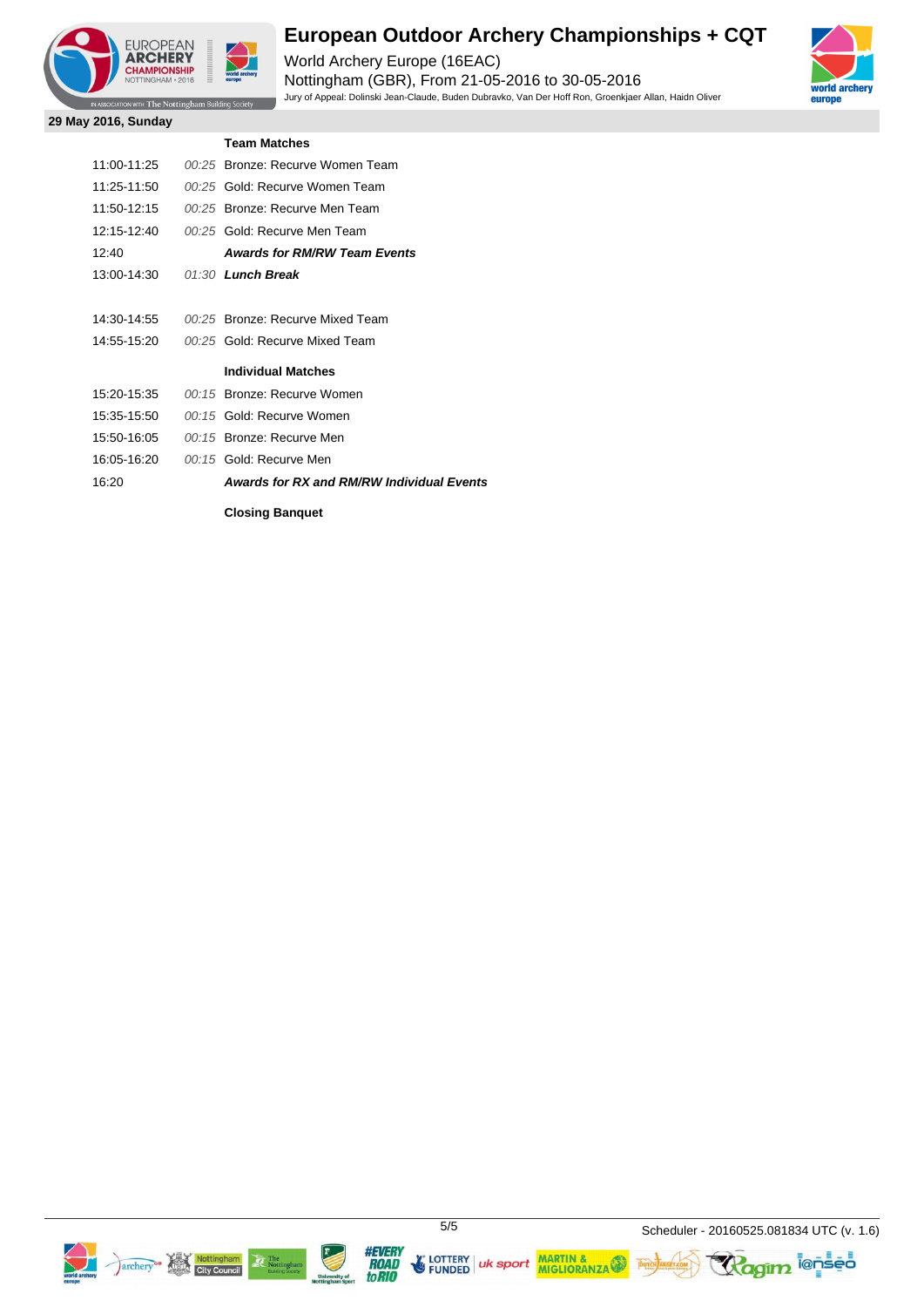# European Outdoor Archery Championships + CQT

World Archery Europe (16EAC)
Nottingham (GBR), From 21-05-2016 to 30-05-2016
Jury of Appeal: Dolinski Jean-Claude, Buden Dubravko, Van Der Hoff Ron, Groenkjaer Allan, Haidn Oliver

**29 May 2016, Sunday**

| | | |
|---|---|---|
| | | **Team Matches** |
| 11:00-11:25 | *00:25* | Bronze: Recurve Women Team |
| 11:25-11:50 | *00:25* | Gold: Recurve Women Team |
| 11:50-12:15 | *00:25* | Bronze: Recurve Men Team |
| 12:15-12:40 | *00:25* | Gold: Recurve Men Team |
| 12:40 | | ***Awards for RM/RW Team Events*** |
| 13:00-14:30 | *01:30* | ***Lunch Break*** |
| 14:30-14:55 | *00:25* | Bronze: Recurve Mixed Team |
| 14:55-15:20 | *00:25* | Gold: Recurve Mixed Team |
| | | **Individual Matches** |
| 15:20-15:35 | *00:15* | Bronze: Recurve Women |
| 15:35-15:50 | *00:15* | Gold: Recurve Women |
| 15:50-16:05 | *00:15* | Bronze: Recurve Men |
| 16:05-16:20 | *00:15* | Gold: Recurve Men |
| 16:20 | | ***Awards for RX and RM/RW Individual Events*** |
| | | **Closing Banquet** |

Scheduler - 20160525.081834 UTC (v. 1.6)